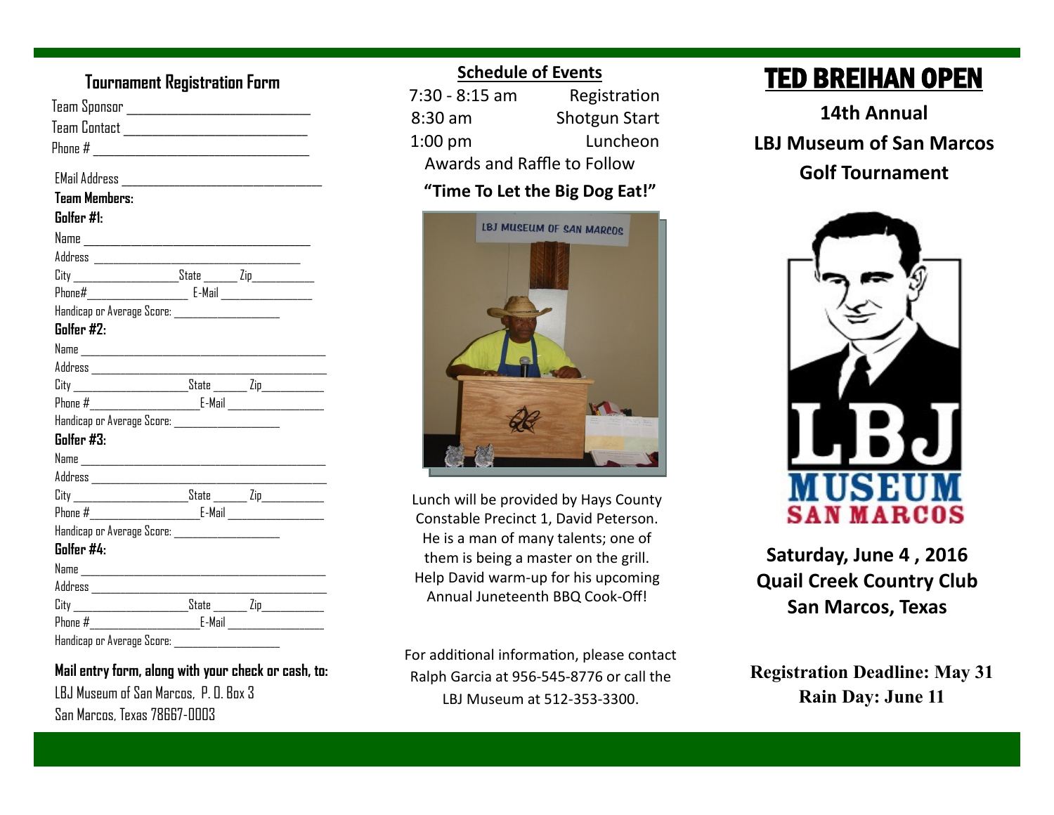## Tournament Registration Form

Team Sponsor ___________________________

Team Contact ___________________________

Phone # ________________________________

EMail Address ________________________________

**Team Members:**

**Golfer #1:**

Name ________________________________________

Address ______________________________________

City __________________ State ______ Zip___________

Phone#_________________ E-Mail ________________

Handicap or Average Score: ___________________

**Golfer #2:**

Name ________________________________________

Address ______________________________________

City ____________________ State ______ Zip___________

Phone #___________________ E-Mail _________________

Handicap or Average Score: ___________________

**Golfer #3:**

Name ________________________________________

Address ______________________________________

City ____________________ State ______ Zip___________

Phone #___________________ E-Mail _________________

Handicap or Average Score: ___________________

**Golfer #4:**

Name ________________________________________

Address ______________________________________

City ____________________ State ______ Zip___________

Phone #___________________ E-Mail _________________

Handicap or Average Score: ___________________

**Mail entry form, along with your check or cash, to:**

LBJ Museum of San Marcos, P. O. Box 3
San Marcos, Texas 78667-0003

## Schedule of Events

| | |
|---|---|
| 7:30 - 8:15 am | Registration |
| 8:30 am | Shotgun Start |
| 1:00 pm | Luncheon |

Awards and Raffle to Follow

**"Time To Let the Big Dog Eat!"**

Lunch will be provided by Hays County Constable Precinct 1, David Peterson. He is a man of many talents; one of them is being a master on the grill. Help David warm-up for his upcoming Annual Juneteenth BBQ Cook-Off!

For additional information, please contact Ralph Garcia at 956-545-8776 or call the LBJ Museum at 512-353-3300.

# TED BREIHAN OPEN

**14th Annual**

**LBJ Museum of San Marcos**

**Golf Tournament**

**Saturday, June 4 , 2016**
**Quail Creek Country Club**
**San Marcos, Texas**

**Registration Deadline: May 31**
**Rain Day: June 11**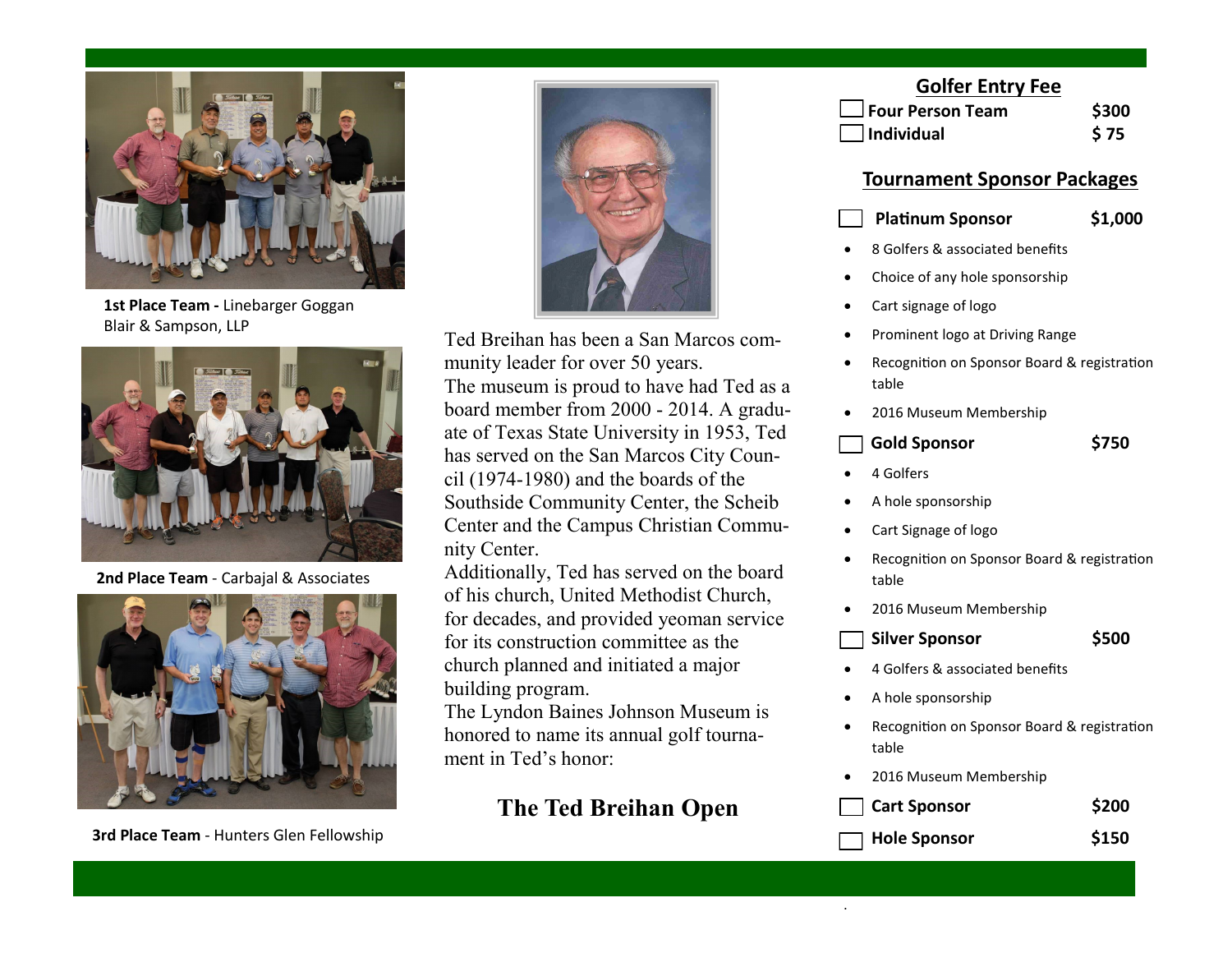**1st Place Team -** Linebarger Goggan Blair & Sampson, LLP

**2nd Place Team** - Carbajal & Associates

**3rd Place Team** - Hunters Glen Fellowship

Ted Breihan has been a San Marcos community leader for over 50 years.
The museum is proud to have had Ted as a board member from 2000 - 2014. A graduate of Texas State University in 1953, Ted has served on the San Marcos City Council (1974-1980) and the boards of the Southside Community Center, the Scheib Center and the Campus Christian Community Center.
Additionally, Ted has served on the board of his church, United Methodist Church, for decades, and provided yeoman service for its construction committee as the church planned and initiated a major building program.
The Lyndon Baines Johnson Museum is honored to name its annual golf tournament in Ted's honor:

## The Ted Breihan Open

## Golfer Entry Fee

- ☐ **Four Person Team** **$300**
- ☐ **Individual** **$ 75**

## Tournament Sponsor Packages

☐ **Platinum Sponsor** **$1,000**

- 8 Golfers & associated benefits
- Choice of any hole sponsorship
- Cart signage of logo
- Prominent logo at Driving Range
- Recognition on Sponsor Board & registration table
- 2016 Museum Membership

☐ **Gold Sponsor** **$750**

- 4 Golfers
- A hole sponsorship
- Cart Signage of logo
- Recognition on Sponsor Board & registration table
- 2016 Museum Membership

☐ **Silver Sponsor** **$500**

- 4 Golfers & associated benefits
- A hole sponsorship
- Recognition on Sponsor Board & registration table
- 2016 Museum Membership

☐ **Cart Sponsor** **$200**

☐ **Hole Sponsor** **$150**